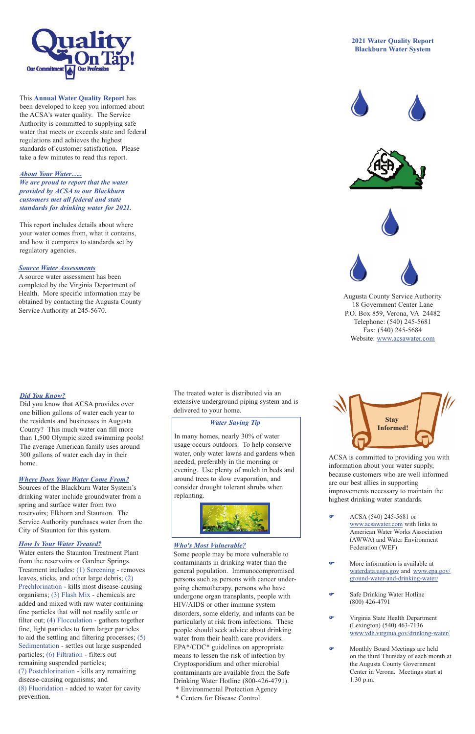Quality On Tap! Our Commitment Our Profession

**2021 Water Quality Report**
**Blackburn Water System**

This **Annual Water Quality Report** has been developed to keep you informed about the ACSA's water quality. The Service Authority is committed to supplying safe water that meets or exceeds state and federal regulations and achieves the highest standards of customer satisfaction. Please take a few minutes to read this report.

***About Your Water…..***

***We are proud to report that the water provided by ACSA to our Blackburn customers met all federal and state standards for drinking water for 2021.***

This report includes details about where your water comes from, what it contains, and how it compares to standards set by regulatory agencies.

***Source Water Assessments***

A source water assessment has been completed by the Virginia Department of Health. More specific information may be obtained by contacting the Augusta County Service Authority at 245-5670.

Augusta County Service Authority
18 Government Center Lane
P.O. Box 859, Verona, VA 24482
Telephone: (540) 245-5681
Fax: (540) 245-5684
Website: www.acsawater.com

***Did You Know?***

Did you know that ACSA provides over one billion gallons of water each year to the residents and businesses in Augusta County? This much water can fill more than 1,500 Olympic sized swimming pools! The average American family uses around 300 gallons of water each day in their home.

***Where Does Your Water Come From?***

Sources of the Blackburn Water System's drinking water include groundwater from a spring and surface water from two reservoirs; Elkhorn and Staunton. The Service Authority purchases water from the City of Staunton for this system.

***How Is Your Water Treated?***

Water enters the Staunton Treatment Plant from the reservoirs or Gardner Springs. Treatment includes: (1) Screening - removes leaves, sticks, and other large debris; (2) Prechlorination - kills most disease-causing organisms; (3) Flash Mix - chemicals are added and mixed with raw water containing fine particles that will not readily settle or filter out; (4) Flocculation - gathers together fine, light particles to form larger particles to aid the settling and filtering processes; (5) Sedimentation - settles out large suspended particles; (6) Filtration - filters out remaining suspended particles; (7) Postchlorination - kills any remaining disease-causing organisms; and (8) Fluoridation - added to water for cavity prevention.

The treated water is distributed via an extensive underground piping system and is delivered to your home.

***Water Saving Tip***

In many homes, nearly 30% of water usage occurs outdoors. To help conserve water, only water lawns and gardens when needed, preferably in the morning or evening. Use plenty of mulch in beds and around trees to slow evaporation, and consider drought tolerant shrubs when replanting.

***Who's Most Vulnerable?***

Some people may be more vulnerable to contaminants in drinking water than the general population. Immunocompromised persons such as persons with cancer undergoing chemotherapy, persons who have undergone organ transplants, people with HIV/AIDS or other immune system disorders, some elderly, and infants can be particularly at risk from infections. These people should seek advice about drinking water from their health care providers. EPA\*/CDC\* guidelines on appropriate means to lessen the risk of infection by Cryptosporidium and other microbial contaminants are available from the Safe Drinking Water Hotline (800-426-4791).

\* Environmental Protection Agency
\* Centers for Disease Control

**Stay Informed!**

ACSA is committed to providing you with information about your water supply, because customers who are well informed are our best allies in supporting improvements necessary to maintain the highest drinking water standards.

- ACSA (540) 245-5681 or www.acsawater.com with links to American Water Works Association (AWWA) and Water Environment Federation (WEF)
- More information is available at waterdata.usgs.gov and www.epa.gov/ground-water-and-drinking-water/
- Safe Drinking Water Hotline (800) 426-4791
- Virginia State Health Department (Lexington) (540) 463-7136 www.vdh.virginia.gov/drinking-water/
- Monthly Board Meetings are held on the third Thursday of each month at the Augusta County Government Center in Verona. Meetings start at 1:30 p.m.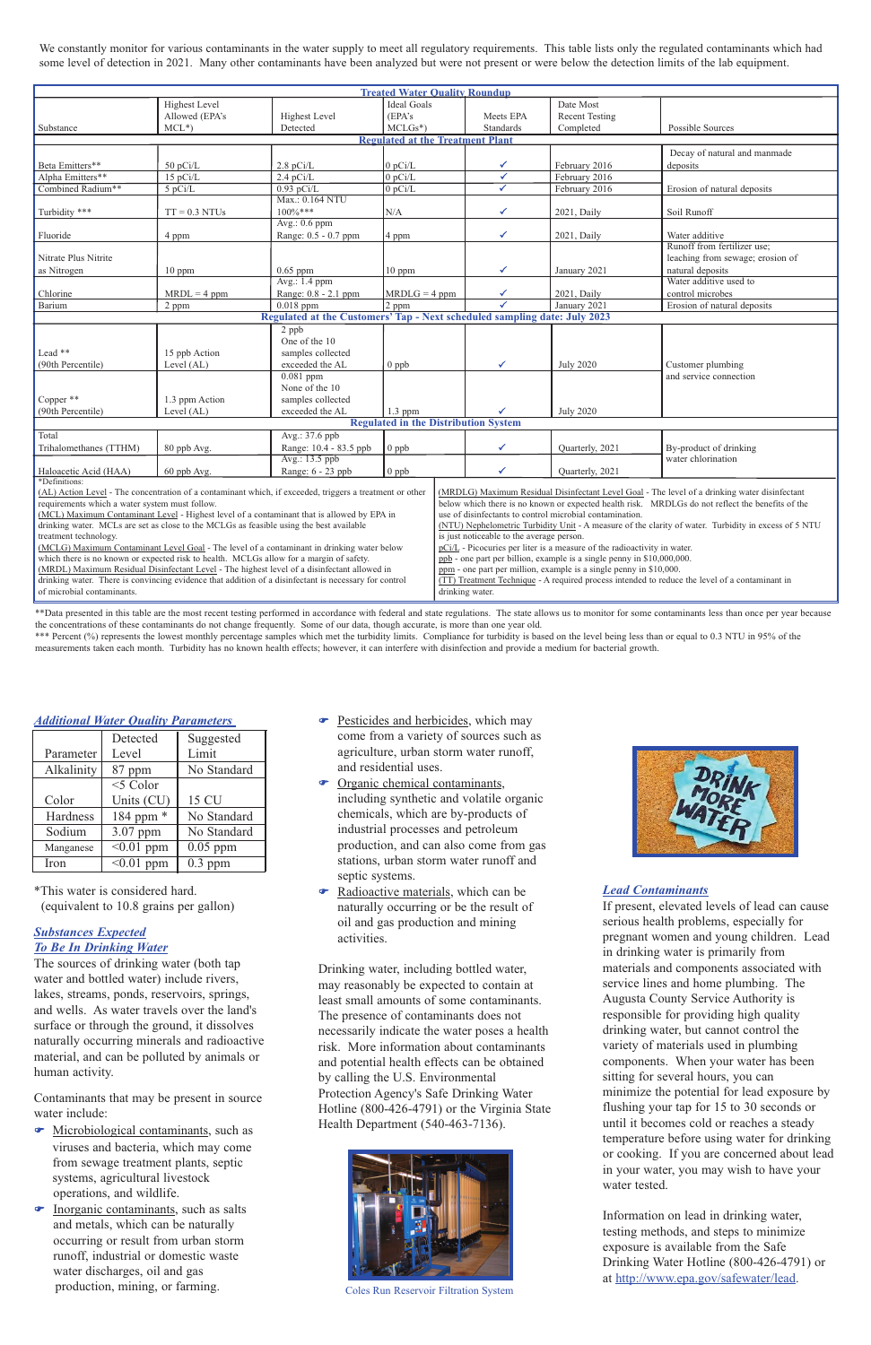We constantly monitor for various contaminants in the water supply to meet all regulatory requirements. This table lists only the regulated contaminants which had some level of detection in 2021. Many other contaminants have been analyzed but were not present or were below the detection limits of the lab equipment.

**Treated Water Quality Roundup**

| Substance | Highest Level Allowed (EPA's MCL*) | Highest Level Detected | Ideal Goals (EPA's MCLGs*) | Meets EPA Standards | Date Most Recent Testing Completed | Possible Sources |
|---|---|---|---|---|---|---|
| **Regulated at the Treatment Plant** | | | | | | |
| Beta Emitters** | 50 pCi/L | 2.8 pCi/L | 0 pCi/L | ✓ | February 2016 | Decay of natural and manmade deposits |
| Alpha Emitters** | 15 pCi/L | 2.4 pCi/L | 0 pCi/L | ✓ | February 2016 | |
| Combined Radium** | 5 pCi/L | 0.93 pCi/L | 0 pCi/L | ✓ | February 2016 | Erosion of natural deposits |
| Turbidity *** | TT = 0.3 NTUs | Max.: 0.164 NTU 100%*** | N/A | ✓ | 2021, Daily | Soil Runoff |
| Fluoride | 4 ppm | Avg.: 0.6 ppm Range: 0.5 - 0.7 ppm | 4 ppm | ✓ | 2021, Daily | Water additive |
| Nitrate Plus Nitrite as Nitrogen | 10 ppm | 0.65 ppm | 10 ppm | ✓ | January 2021 | Runoff from fertilizer use; leaching from sewage; erosion of natural deposits |
| Chlorine | MRDL = 4 ppm | Avg.: 1.4 ppm Range: 0.8 - 2.1 ppm | MRDLG = 4 ppm | ✓ | 2021, Daily | Water additive used to control microbes |
| Barium | 2 ppm | 0.018 ppm | 2 ppm | ✓ | January 2021 | Erosion of natural deposits |
| **Regulated at the Customers' Tap - Next scheduled sampling date: July 2023** | | | | | | |
| Lead ** (90th Percentile) | 15 ppb Action Level (AL) | 2 ppb One of the 10 samples collected exceeded the AL | 0 ppb | ✓ | July 2020 | Customer plumbing and service connection |
| Copper ** (90th Percentile) | 1.3 ppm Action Level (AL) | 0.081 ppm None of the 10 samples collected exceeded the AL | 1.3 ppm | ✓ | July 2020 | |
| **Regulated in the Distribution System** | | | | | | |
| Total Trihalomethanes (TTHM) | 80 ppb Avg. | Avg.: 37.6 ppb Range: 10.4 - 83.5 ppb | 0 ppb | ✓ | Quarterly, 2021 | By-product of drinking water chlorination |
| Haloacetic Acid (HAA) | 60 ppb Avg. | Avg.: 13.5 ppb Range: 6 - 23 ppb | 0 ppb | ✓ | Quarterly, 2021 | |

*Definitions:

(AL) Action Level - The concentration of a contaminant which, if exceeded, triggers a treatment or other requirements which a water system must follow.
(MCL) Maximum Contaminant Level - Highest level of a contaminant that is allowed by EPA in drinking water. MCLs are set as close to the MCLGs as feasible using the best available treatment technology.
(MCLG) Maximum Contaminant Level Goal - The level of a contaminant in drinking water below which there is no known or expected risk to health. MCLGs allow for a margin of safety.
(MRDL) Maximum Residual Disinfectant Level - The highest level of a disinfectant allowed in drinking water. There is convincing evidence that addition of a disinfectant is necessary for control of microbial contaminants.
(MRDLG) Maximum Residual Disinfectant Level Goal - The level of a drinking water disinfectant below which there is no known or expected health risk. MRDLGs do not reflect the benefits of the use of disinfectants to control microbial contamination.
(NTU) Nephelometric Turbidity Unit - A measure of the clarity of water. Turbidity in excess of 5 NTU is just noticeable to the average person.
pCi/L - Picocuries per liter is a measure of the radioactivity in water.
ppb - one part per billion, example is a single penny in $10,000,000.
ppm - one part per million, example is a single penny in $10,000.
(TT) Treatment Technique - A required process intended to reduce the level of a contaminant in drinking water.

**Data presented in this table are the most recent testing performed in accordance with federal and state regulations. The state allows us to monitor for some contaminants less than once per year because the concentrations of these contaminants do not change frequently. Some of our data, though accurate, is more than one year old.
*** Percent (%) represents the lowest monthly percentage samples which met the turbidity limits. Compliance for turbidity is based on the level being less than or equal to 0.3 NTU in 95% of the measurements taken each month. Turbidity has no known health effects; however, it can interfere with disinfection and provide a medium for bacterial growth.

## *Additional Water Quality Parameters*

| Parameter | Detected Level | Suggested Limit |
|---|---|---|
| Alkalinity | 87 ppm | No Standard |
| Color | <5 Color Units (CU) | 15 CU |
| Hardness | 184 ppm * | No Standard |
| Sodium | 3.07 ppm | No Standard |
| Manganese | <0.01 ppm | 0.05 ppm |
| Iron | <0.01 ppm | 0.3 ppm |

*This water is considered hard. (equivalent to 10.8 grains per gallon)

## *Substances Expected To Be In Drinking Water*

The sources of drinking water (both tap water and bottled water) include rivers, lakes, streams, ponds, reservoirs, springs, and wells. As water travels over the land's surface or through the ground, it dissolves naturally occurring minerals and radioactive material, and can be polluted by animals or human activity.

Contaminants that may be present in source water include:

- Microbiological contaminants, such as viruses and bacteria, which may come from sewage treatment plants, septic systems, agricultural livestock operations, and wildlife.
- Inorganic contaminants, such as salts and metals, which can be naturally occurring or result from urban storm runoff, industrial or domestic waste water discharges, oil and gas production, mining, or farming.
- Pesticides and herbicides, which may come from a variety of sources such as agriculture, urban storm water runoff, and residential uses.
- Organic chemical contaminants, including synthetic and volatile organic chemicals, which are by-products of industrial processes and petroleum production, and can also come from gas stations, urban storm water runoff and septic systems.
- Radioactive materials, which can be naturally occurring or be the result of oil and gas production and mining activities.

Drinking water, including bottled water, may reasonably be expected to contain at least small amounts of some contaminants. The presence of contaminants does not necessarily indicate the water poses a health risk. More information about contaminants and potential health effects can be obtained by calling the U.S. Environmental Protection Agency's Safe Drinking Water Hotline (800-426-4791) or the Virginia State Health Department (540-463-7136).

Coles Run Reservoir Filtration System

## *Lead Contaminants*

If present, elevated levels of lead can cause serious health problems, especially for pregnant women and young children. Lead in drinking water is primarily from materials and components associated with service lines and home plumbing. The Augusta County Service Authority is responsible for providing high quality drinking water, but cannot control the variety of materials used in plumbing components. When your water has been sitting for several hours, you can minimize the potential for lead exposure by flushing your tap for 15 to 30 seconds or until it becomes cold or reaches a steady temperature before using water for drinking or cooking. If you are concerned about lead in your water, you may wish to have your water tested.

Information on lead in drinking water, testing methods, and steps to minimize exposure is available from the Safe Drinking Water Hotline (800-426-4791) or at http://www.epa.gov/safewater/lead.